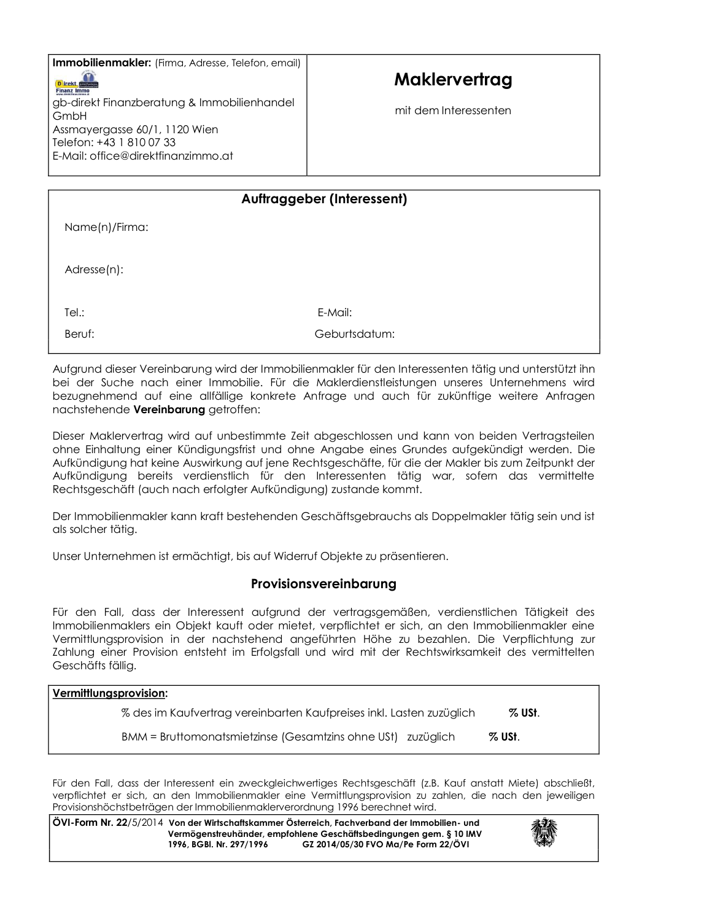| **Immobilienmakler:** (Firma, Adresse, Telefon, email) | **Maklervertrag** |
| --- | --- |
| gb-direkt Finanzberatung & Immobilienhandel GmbH<br>Assmayergasse 60/1, 1120 Wien<br>Telefon: +43 1 810 07 33<br>E-Mail: office@direktfinanzimmo.at | mit dem Interessenten |

## Auftraggeber (Interessent)

Name(n)/Firma:

Adresse(n):

Tel.: E-Mail:

Beruf: Geburtsdatum:

Aufgrund dieser Vereinbarung wird der Immobilienmakler für den Interessenten tätig und unterstützt ihn bei der Suche nach einer Immobilie. Für die Maklerdienstleistungen unseres Unternehmens wird bezugnehmend auf eine allfällige konkrete Anfrage und auch für zukünftige weitere Anfragen nachstehende **Vereinbarung** getroffen:

Dieser Maklervertrag wird auf unbestimmte Zeit abgeschlossen und kann von beiden Vertragsteilen ohne Einhaltung einer Kündigungsfrist und ohne Angabe eines Grundes aufgekündigt werden. Die Aufkündigung hat keine Auswirkung auf jene Rechtsgeschäfte, für die der Makler bis zum Zeitpunkt der Aufkündigung bereits verdienstlich für den Interessenten tätig war, sofern das vermittelte Rechtsgeschäft (auch nach erfolgter Aufkündigung) zustande kommt.

Der Immobilienmakler kann kraft bestehenden Geschäftsgebrauchs als Doppelmakler tätig sein und ist als solcher tätig.

Unser Unternehmen ist ermächtigt, bis auf Widerruf Objekte zu präsentieren.

## Provisionsvereinbarung

Für den Fall, dass der Interessent aufgrund der vertragsgemäßen, verdienstlichen Tätigkeit des Immobilienmaklers ein Objekt kauft oder mietet, verpflichtet er sich, an den Immobilienmakler eine Vermittlungsprovision in der nachstehend angeführten Höhe zu bezahlen. Die Verpflichtung zur Zahlung einer Provision entsteht im Erfolgsfall und wird mit der Rechtswirksamkeit des vermittelten Geschäfts fällig.

**<u>Vermittlungsprovision:</u>**

% des im Kaufvertrag vereinbarten Kaufpreises inkl. Lasten zuzüglich **% USt.**

BMM = Bruttomonatsmietzinse (Gesamtzins ohne USt) zuzüglich **% USt.**

Für den Fall, dass der Interessent ein zweckgleichwertiges Rechtsgeschäft (z.B. Kauf anstatt Miete) abschließt, verpflichtet er sich, an den Immobilienmakler eine Vermittlungsprovision zu zahlen, die nach den jeweiligen Provisionshöchstbeträgen der Immobilienmaklerverordnung 1996 berechnet wird.

**ÖVI-Form Nr. 22**/5/2014 **Von der Wirtschaftskammer Österreich, Fachverband der Immobilien- und Vermögenstreuhänder, empfohlene Geschäftsbedingungen gem. § 10 IMV 1996, BGBl. Nr. 297/1996 GZ 2014/05/30 FVO Ma/Pe Form 22/ÖVI**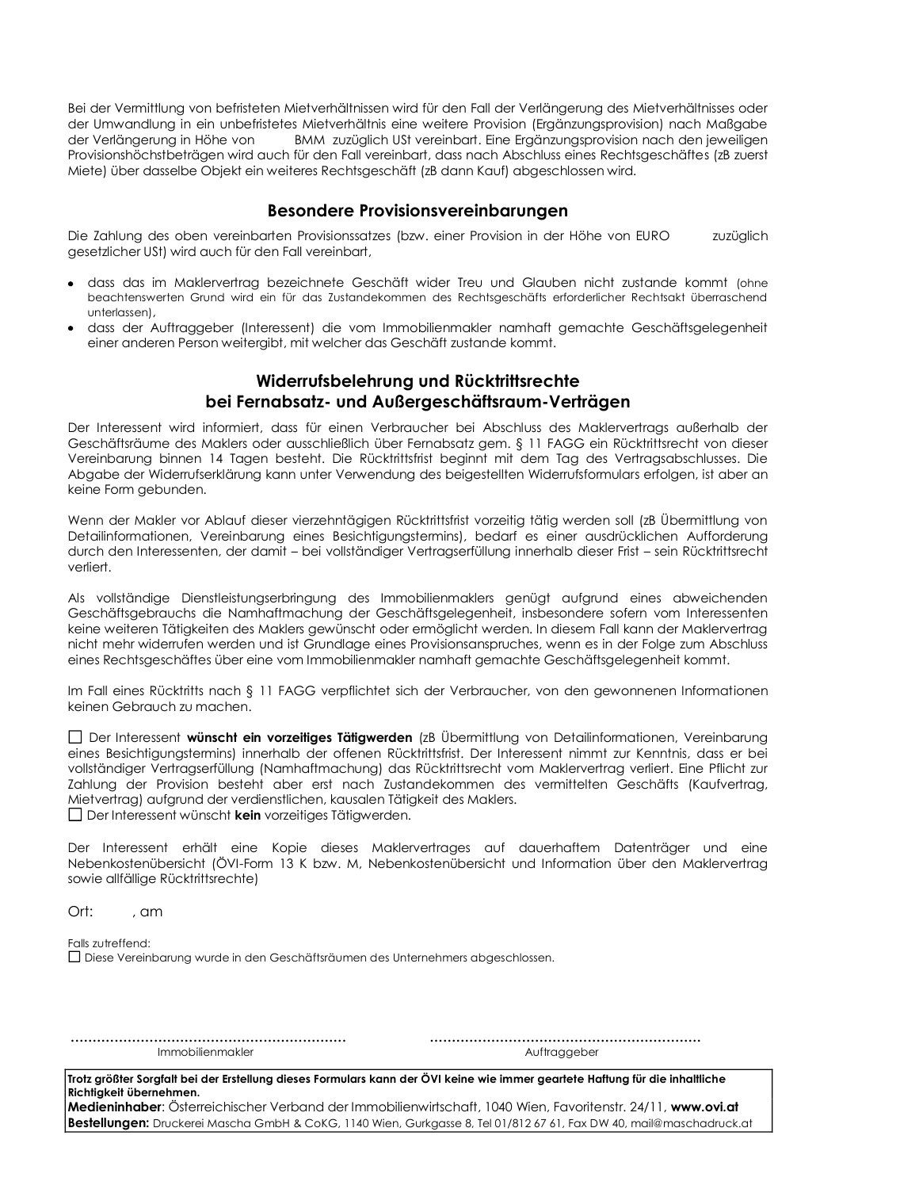Bei der Vermittlung von befristeten Mietverhältnissen wird für den Fall der Verlängerung des Mietverhältnisses oder der Umwandlung in ein unbefristetes Mietverhältnis eine weitere Provision (Ergänzungsprovision) nach Maßgabe der Verlängerung in Höhe von BMM zuzüglich USt vereinbart. Eine Ergänzungsprovision nach den jeweiligen Provisionshöchstbeträgen wird auch für den Fall vereinbart, dass nach Abschluss eines Rechtsgeschäftes (zB zuerst Miete) über dasselbe Objekt ein weiteres Rechtsgeschäft (zB dann Kauf) abgeschlossen wird.

## Besondere Provisionsvereinbarungen

Die Zahlung des oben vereinbarten Provisionssatzes (bzw. einer Provision in der Höhe von EURO zuzüglich gesetzlicher USt) wird auch für den Fall vereinbart,

- dass das im Maklervertrag bezeichnete Geschäft wider Treu und Glauben nicht zustande kommt (ohne beachtenswerten Grund wird ein für das Zustandekommen des Rechtsgeschäfts erforderlicher Rechtsakt überraschend unterlassen),
- dass der Auftraggeber (Interessent) die vom Immobilienmakler namhaft gemachte Geschäftsgelegenheit einer anderen Person weitergibt, mit welcher das Geschäft zustande kommt.

## Widerrufsbelehrung und Rücktrittsrechte bei Fernabsatz- und Außergeschäftsraum-Verträgen

Der Interessent wird informiert, dass für einen Verbraucher bei Abschluss des Maklervertrags außerhalb der Geschäftsräume des Maklers oder ausschließlich über Fernabsatz gem. § 11 FAGG ein Rücktrittsrecht von dieser Vereinbarung binnen 14 Tagen besteht. Die Rücktrittsfrist beginnt mit dem Tag des Vertragsabschlusses. Die Abgabe der Widerrufserklärung kann unter Verwendung des beigestellten Widerrufsformulars erfolgen, ist aber an keine Form gebunden.

Wenn der Makler vor Ablauf dieser vierzehntägigen Rücktrittsfrist vorzeitig tätig werden soll (zB Übermittlung von Detailinformationen, Vereinbarung eines Besichtigungstermins), bedarf es einer ausdrücklichen Aufforderung durch den Interessenten, der damit – bei vollständiger Vertragserfüllung innerhalb dieser Frist – sein Rücktrittsrecht verliert.

Als vollständige Dienstleistungserbringung des Immobilienmaklers genügt aufgrund eines abweichenden Geschäftsgebrauchs die Namhaftmachung der Geschäftsgelegenheit, insbesondere sofern vom Interessenten keine weiteren Tätigkeiten des Maklers gewünscht oder ermöglicht werden. In diesem Fall kann der Maklervertrag nicht mehr widerrufen werden und ist Grundlage eines Provisionsanspruches, wenn es in der Folge zum Abschluss eines Rechtsgeschäftes über eine vom Immobilienmakler namhaft gemachte Geschäftsgelegenheit kommt.

Im Fall eines Rücktritts nach § 11 FAGG verpflichtet sich der Verbraucher, von den gewonnenen Informationen keinen Gebrauch zu machen.

☐ Der Interessent **wünscht ein vorzeitiges Tätigwerden** (zB Übermittlung von Detailinformationen, Vereinbarung eines Besichtigungstermins) innerhalb der offenen Rücktrittsfrist. Der Interessent nimmt zur Kenntnis, dass er bei vollständiger Vertragserfüllung (Namhaftmachung) das Rücktrittsrecht vom Maklervertrag verliert. Eine Pflicht zur Zahlung der Provision besteht aber erst nach Zustandekommen des vermittelten Geschäfts (Kaufvertrag, Mietvertrag) aufgrund der verdienstlichen, kausalen Tätigkeit des Maklers.
☐ Der Interessent wünscht **kein** vorzeitiges Tätigwerden.

Der Interessent erhält eine Kopie dieses Maklervertrages auf dauerhaftem Datenträger und eine Nebenkostenübersicht (ÖVI-Form 13 K bzw. M, Nebenkostenübersicht und Information über den Maklervertrag sowie allfällige Rücktrittsrechte)

Ort: , am

Falls zutreffend:
☐ Diese Vereinbarung wurde in den Geschäftsräumen des Unternehmers abgeschlossen.

.............................................................. Immobilienmakler

.............................................................. Auftraggeber

**Trotz größter Sorgfalt bei der Erstellung dieses Formulars kann der ÖVI keine wie immer geartete Haftung für die inhaltliche Richtigkeit übernehmen.**
**Medieninhaber**: Österreichischer Verband der Immobilienwirtschaft, 1040 Wien, Favoritenstr. 24/11, **www.ovi.at**
**Bestellungen:** Druckerei Mascha GmbH & CoKG, 1140 Wien, Gurkgasse 8, Tel 01/812 67 61, Fax DW 40, mail@maschadruck.at